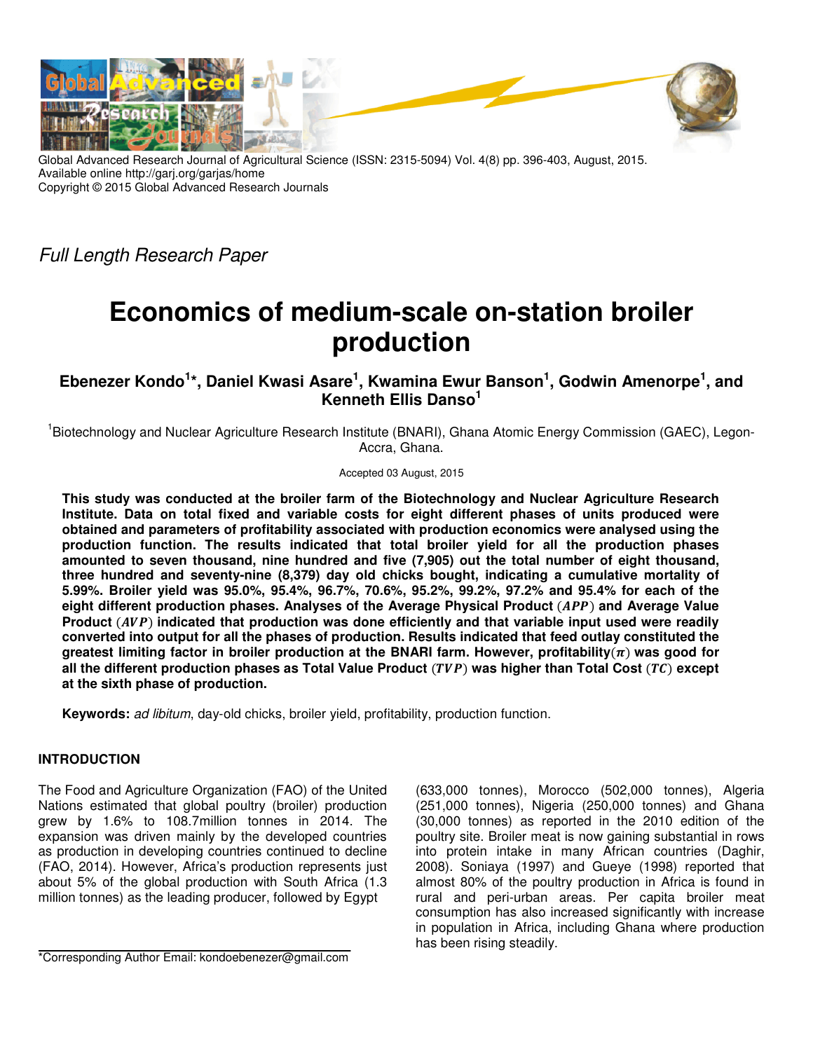Global Advanced Research Journal of Agricultural Science (ISSN: 2315-5094) Vol. 4(8) pp. 396-403, August, 2015.
Available online http://garj.org/garjas/home
Copyright © 2015 Global Advanced Research Journals

*Full Length Research Paper*

# Economics of medium-scale on-station broiler production

**Ebenezer Kondo[1]*, Daniel Kwasi Asare[1], Kwamina Ewur Banson[1], Godwin Amenorpe[1], and Kenneth Ellis Danso[1]**

[1]Biotechnology and Nuclear Agriculture Research Institute (BNARI), Ghana Atomic Energy Commission (GAEC), Legon-Accra, Ghana.

Accepted 03 August, 2015

**This study was conducted at the broiler farm of the Biotechnology and Nuclear Agriculture Research Institute. Data on total fixed and variable costs for eight different phases of units produced were obtained and parameters of profitability associated with production economics were analysed using the production function. The results indicated that total broiler yield for all the production phases amounted to seven thousand, nine hundred and five (7,905) out the total number of eight thousand, three hundred and seventy-nine (8,379) day old chicks bought, indicating a cumulative mortality of 5.99%. Broiler yield was 95.0%, 95.4%, 96.7%, 70.6%, 95.2%, 99.2%, 97.2% and 95.4% for each of the eight different production phases. Analyses of the Average Physical Product $(APP)$ and Average Value Product $(AVP)$ indicated that production was done efficiently and that variable input used were readily converted into output for all the phases of production. Results indicated that feed outlay constituted the greatest limiting factor in broiler production at the BNARI farm. However, profitability$(\pi)$ was good for all the different production phases as Total Value Product $(TVP)$ was higher than Total Cost $(TC)$ except at the sixth phase of production.**

**Keywords:** *ad libitum*, day-old chicks, broiler yield, profitability, production function.

## INTRODUCTION

The Food and Agriculture Organization (FAO) of the United Nations estimated that global poultry (broiler) production grew by 1.6% to 108.7million tonnes in 2014. The expansion was driven mainly by the developed countries as production in developing countries continued to decline (FAO, 2014). However, Africa's production represents just about 5% of the global production with South Africa (1.3 million tonnes) as the leading producer, followed by Egypt (633,000 tonnes), Morocco (502,000 tonnes), Algeria (251,000 tonnes), Nigeria (250,000 tonnes) and Ghana (30,000 tonnes) as reported in the 2010 edition of the poultry site. Broiler meat is now gaining substantial in rows into protein intake in many African countries (Daghir, 2008). Soniaya (1997) and Gueye (1998) reported that almost 80% of the poultry production in Africa is found in rural and peri-urban areas. Per capita broiler meat consumption has also increased significantly with increase in population in Africa, including Ghana where production has been rising steadily.

*Corresponding Author Email: kondoebenezer@gmail.com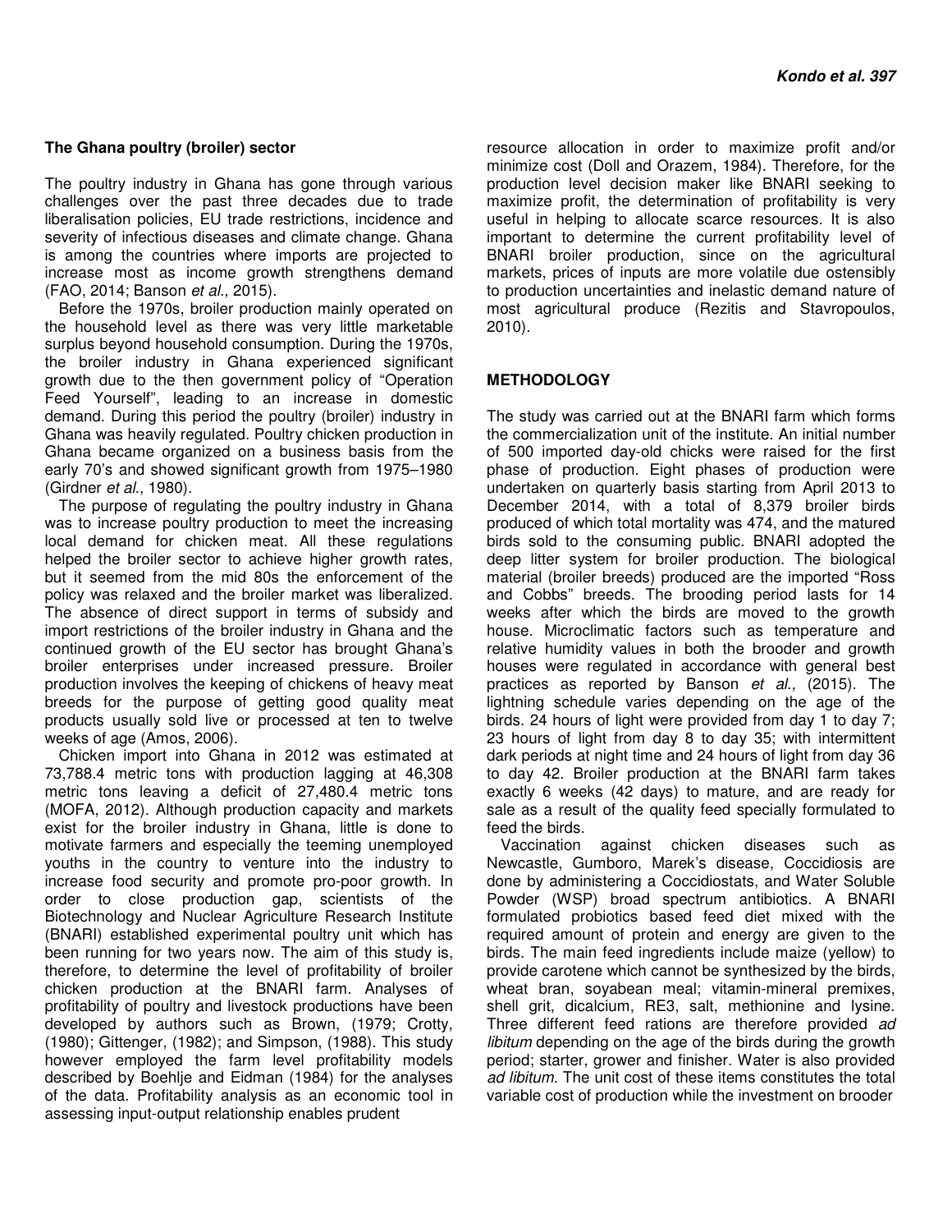## The Ghana poultry (broiler) sector

The poultry industry in Ghana has gone through various challenges over the past three decades due to trade liberalisation policies, EU trade restrictions, incidence and severity of infectious diseases and climate change. Ghana is among the countries where imports are projected to increase most as income growth strengthens demand (FAO, 2014; Banson *et al.,* 2015).

Before the 1970s, broiler production mainly operated on the household level as there was very little marketable surplus beyond household consumption. During the 1970s, the broiler industry in Ghana experienced significant growth due to the then government policy of "Operation Feed Yourself", leading to an increase in domestic demand. During this period the poultry (broiler) industry in Ghana was heavily regulated. Poultry chicken production in Ghana became organized on a business basis from the early 70's and showed significant growth from 1975–1980 (Girdner *et al.*, 1980).

The purpose of regulating the poultry industry in Ghana was to increase poultry production to meet the increasing local demand for chicken meat. All these regulations helped the broiler sector to achieve higher growth rates, but it seemed from the mid 80s the enforcement of the policy was relaxed and the broiler market was liberalized. The absence of direct support in terms of subsidy and import restrictions of the broiler industry in Ghana and the continued growth of the EU sector has brought Ghana's broiler enterprises under increased pressure. Broiler production involves the keeping of chickens of heavy meat breeds for the purpose of getting good quality meat products usually sold live or processed at ten to twelve weeks of age (Amos, 2006).

Chicken import into Ghana in 2012 was estimated at 73,788.4 metric tons with production lagging at 46,308 metric tons leaving a deficit of 27,480.4 metric tons (MOFA, 2012). Although production capacity and markets exist for the broiler industry in Ghana, little is done to motivate farmers and especially the teeming unemployed youths in the country to venture into the industry to increase food security and promote pro-poor growth. In order to close production gap, scientists of the Biotechnology and Nuclear Agriculture Research Institute (BNARI) established experimental poultry unit which has been running for two years now. The aim of this study is, therefore, to determine the level of profitability of broiler chicken production at the BNARI farm. Analyses of profitability of poultry and livestock productions have been developed by authors such as Brown, (1979; Crotty, (1980); Gittenger, (1982); and Simpson, (1988). This study however employed the farm level profitability models described by Boehlje and Eidman (1984) for the analyses of the data. Profitability analysis as an economic tool in assessing input-output relationship enables prudent resource allocation in order to maximize profit and/or minimize cost (Doll and Orazem, 1984). Therefore, for the production level decision maker like BNARI seeking to maximize profit, the determination of profitability is very useful in helping to allocate scarce resources. It is also important to determine the current profitability level of BNARI broiler production, since on the agricultural markets, prices of inputs are more volatile due ostensibly to production uncertainties and inelastic demand nature of most agricultural produce (Rezitis and Stavropoulos, 2010).

## METHODOLOGY

The study was carried out at the BNARI farm which forms the commercialization unit of the institute. An initial number of 500 imported day-old chicks were raised for the first phase of production. Eight phases of production were undertaken on quarterly basis starting from April 2013 to December 2014, with a total of 8,379 broiler birds produced of which total mortality was 474, and the matured birds sold to the consuming public. BNARI adopted the deep litter system for broiler production. The biological material (broiler breeds) produced are the imported "Ross and Cobbs" breeds. The brooding period lasts for 14 weeks after which the birds are moved to the growth house. Microclimatic factors such as temperature and relative humidity values in both the brooder and growth houses were regulated in accordance with general best practices as reported by Banson *et al.,* (2015). The lightning schedule varies depending on the age of the birds. 24 hours of light were provided from day 1 to day 7; 23 hours of light from day 8 to day 35; with intermittent dark periods at night time and 24 hours of light from day 36 to day 42. Broiler production at the BNARI farm takes exactly 6 weeks (42 days) to mature, and are ready for sale as a result of the quality feed specially formulated to feed the birds.

Vaccination against chicken diseases such as Newcastle, Gumboro, Marek's disease, Coccidiosis are done by administering a Coccidiostats, and Water Soluble Powder (WSP) broad spectrum antibiotics. A BNARI formulated probiotics based feed diet mixed with the required amount of protein and energy are given to the birds. The main feed ingredients include maize (yellow) to provide carotene which cannot be synthesized by the birds, wheat bran, soyabean meal; vitamin-mineral premixes, shell grit, dicalcium, RE3, salt, methionine and lysine. Three different feed rations are therefore provided *ad libitum* depending on the age of the birds during the growth period; starter, grower and finisher. Water is also provided *ad libitum*. The unit cost of these items constitutes the total variable cost of production while the investment on brooder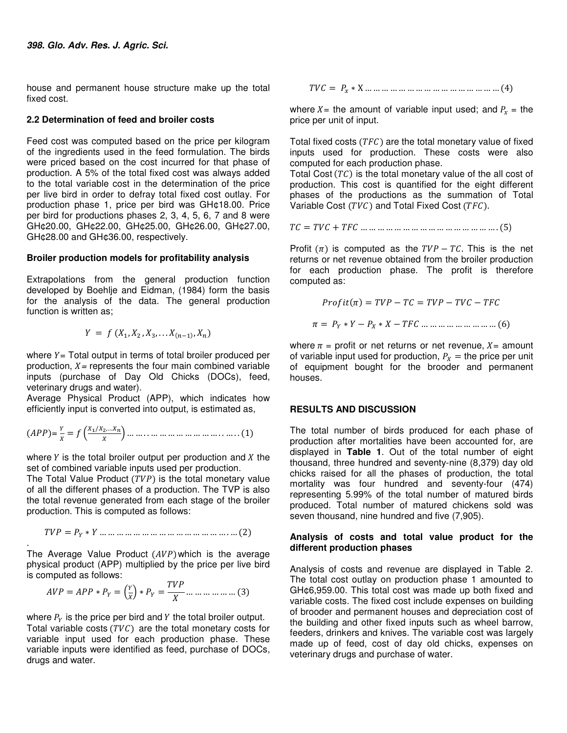house and permanent house structure make up the total fixed cost.

### 2.2 Determination of feed and broiler costs

Feed cost was computed based on the price per kilogram of the ingredients used in the feed formulation. The birds were priced based on the cost incurred for that phase of production. A 5% of the total fixed cost was always added to the total variable cost in the determination of the price per live bird in order to defray total fixed cost outlay. For production phase 1, price per bird was GH¢18.00. Price per bird for productions phases 2, 3, 4, 5, 6, 7 and 8 were GH¢20.00, GH¢22.00, GH¢25.00, GH¢26.00, GH¢27.00, GH¢28.00 and GH¢36.00, respectively.

### Broiler production models for profitability analysis

Extrapolations from the general production function developed by Boehlje and Eidman, (1984) form the basis for the analysis of the data. The general production function is written as;

$$Y = f(X_1, X_2, X_3, \dots X_{(n-1)}, X_n)$$

where $Y$ = Total output in terms of total broiler produced per production, $X$ = represents the four main combined variable inputs (purchase of Day Old Chicks (DOCs), feed, veterinary drugs and water).

Average Physical Product (APP), which indicates how efficiently input is converted into output, is estimated as,

$$(APP) = \frac{Y}{X} = f\left(\frac{X_1/X_2, \dots X_n}{X}\right) \dots \dots (1)$$

where $Y$ is the total broiler output per production and $X$ the set of combined variable inputs used per production.

The Total Value Product $(TVP)$ is the total monetary value of all the different phases of a production. The TVP is also the total revenue generated from each stage of the broiler production. This is computed as follows:

$$TVP = P_Y * Y \dots \dots (2)$$

The Average Value Product $(AVP)$ which is the average physical product (APP) multiplied by the price per live bird is computed as follows:

$$AVP = APP * P_Y = \left(\frac{Y}{X}\right) * P_Y = \frac{TVP}{X} \dots \dots (3)$$

where $P_Y$ is the price per bird and $Y$ the total broiler output.

Total variable costs $(TVC)$ are the total monetary costs for variable input used for each production phase. These variable inputs were identified as feed, purchase of DOCs, drugs and water.

$$TVC = P_x * X \dots \dots (4)$$

where $X$ = the amount of variable input used; and $P_x$ = the price per unit of input.

Total fixed costs $(TFC)$ are the total monetary value of fixed inputs used for production. These costs were also computed for each production phase.

Total Cost $(TC)$ is the total monetary value of the all cost of production. This cost is quantified for the eight different phases of the productions as the summation of Total Variable Cost $(TVC)$ and Total Fixed Cost $(TFC)$.

$$TC = TVC + TFC \dots \dots (5)$$

Profit $(\pi)$ is computed as the $TVP - TC$. This is the net returns or net revenue obtained from the broiler production for each production phase. The profit is therefore computed as:

$$Profit(\pi) = TVP - TC = TVP - TVC - TFC$$

$$\pi = P_Y * Y - P_X * X - TFC \dots \dots (6)$$

where $\pi$ = profit or net returns or net revenue, $X$ = amount of variable input used for production, $P_X$ = the price per unit of equipment bought for the brooder and permanent houses.

## RESULTS AND DISCUSSION

The total number of birds produced for each phase of production after mortalities have been accounted for, are displayed in **Table 1**. Out of the total number of eight thousand, three hundred and seventy-nine (8,379) day old chicks raised for all the phases of production, the total mortality was four hundred and seventy-four (474) representing 5.99% of the total number of matured birds produced. Total number of matured chickens sold was seven thousand, nine hundred and five (7,905).

### Analysis of costs and total value product for the different production phases

Analysis of costs and revenue are displayed in Table 2. The total cost outlay on production phase 1 amounted to GH¢6,959.00. This total cost was made up both fixed and variable costs. The fixed cost include expenses on building of brooder and permanent houses and depreciation cost of the building and other fixed inputs such as wheel barrow, feeders, drinkers and knives. The variable cost was largely made up of feed, cost of day old chicks, expenses on veterinary drugs and purchase of water.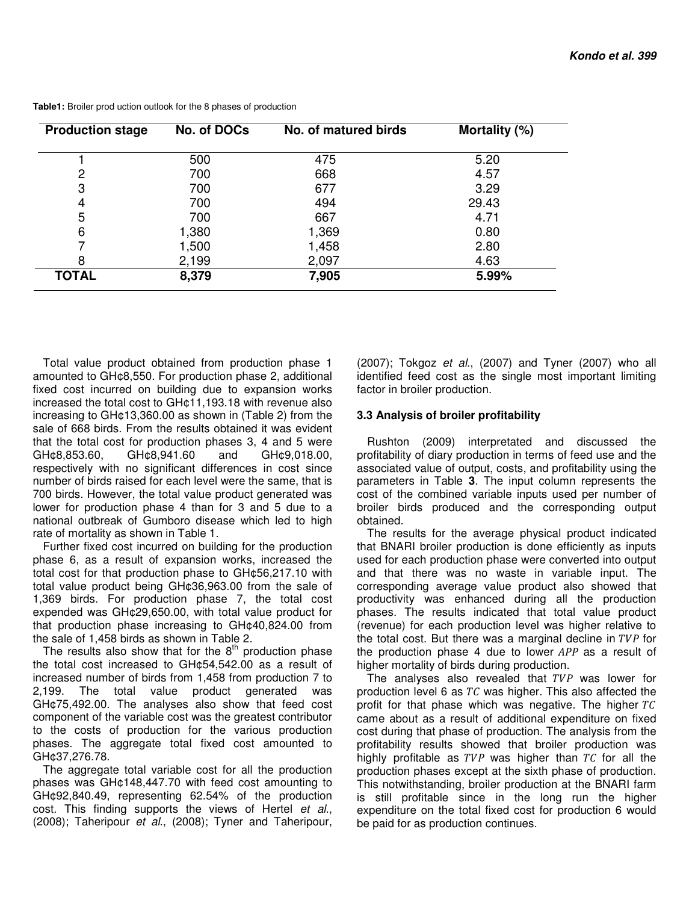**Table1:** Broiler prod uction outlook for the 8 phases of production

| Production stage | No. of DOCs | No. of matured birds | Mortality (%) |
|---|---|---|---|
| 1 | 500 | 475 | 5.20 |
| 2 | 700 | 668 | 4.57 |
| 3 | 700 | 677 | 3.29 |
| 4 | 700 | 494 | 29.43 |
| 5 | 700 | 667 | 4.71 |
| 6 | 1,380 | 1,369 | 0.80 |
| 7 | 1,500 | 1,458 | 2.80 |
| 8 | 2,199 | 2,097 | 4.63 |
| **TOTAL** | **8,379** | **7,905** | **5.99%** |

Total value product obtained from production phase 1 amounted to GH¢8,550. For production phase 2, additional fixed cost incurred on building due to expansion works increased the total cost to GH¢11,193.18 with revenue also increasing to GH¢13,360.00 as shown in (Table 2) from the sale of 668 birds. From the results obtained it was evident that the total cost for production phases 3, 4 and 5 were GH¢8,853.60, GH¢8,941.60 and GH¢9,018.00, respectively with no significant differences in cost since number of birds raised for each level were the same, that is 700 birds. However, the total value product generated was lower for production phase 4 than for 3 and 5 due to a national outbreak of Gumboro disease which led to high rate of mortality as shown in Table 1.

Further fixed cost incurred on building for the production phase 6, as a result of expansion works, increased the total cost for that production phase to GH¢56,217.10 with total value product being GH¢36,963.00 from the sale of 1,369 birds. For production phase 7, the total cost expended was GH¢29,650.00, with total value product for that production phase increasing to GH¢40,824.00 from the sale of 1,458 birds as shown in Table 2.

The results also show that for the 8th production phase the total cost increased to GH¢54,542.00 as a result of increased number of birds from 1,458 from production 7 to 2,199. The total value product generated was GH¢75,492.00. The analyses also show that feed cost component of the variable cost was the greatest contributor to the costs of production for the various production phases. The aggregate total fixed cost amounted to GH¢37,276.78.

The aggregate total variable cost for all the production phases was GH¢148,447.70 with feed cost amounting to GH¢92,840.49, representing 62.54% of the production cost. This finding supports the views of Hertel *et al*., (2008); Taheripour *et al*., (2008); Tyner and Taheripour, (2007); Tokgoz *et al*., (2007) and Tyner (2007) who all identified feed cost as the single most important limiting factor in broiler production.

### 3.3 Analysis of broiler profitability

Rushton (2009) interpretated and discussed the profitability of diary production in terms of feed use and the associated value of output, costs, and profitability using the parameters in Table **3**. The input column represents the cost of the combined variable inputs used per number of broiler birds produced and the corresponding output obtained.

The results for the average physical product indicated that BNARI broiler production is done efficiently as inputs used for each production phase were converted into output and that there was no waste in variable input. The corresponding average value product also showed that productivity was enhanced during all the production phases. The results indicated that total value product (revenue) for each production level was higher relative to the total cost. But there was a marginal decline in $TVP$ for the production phase 4 due to lower $APP$ as a result of higher mortality of birds during production.

The analyses also revealed that $TVP$ was lower for production level 6 as $TC$ was higher. This also affected the profit for that phase which was negative. The higher $TC$ came about as a result of additional expenditure on fixed cost during that phase of production. The analysis from the profitability results showed that broiler production was highly profitable as $TVP$ was higher than $TC$ for all the production phases except at the sixth phase of production. This notwithstanding, broiler production at the BNARI farm is still profitable since in the long run the higher expenditure on the total fixed cost for production 6 would be paid for as production continues.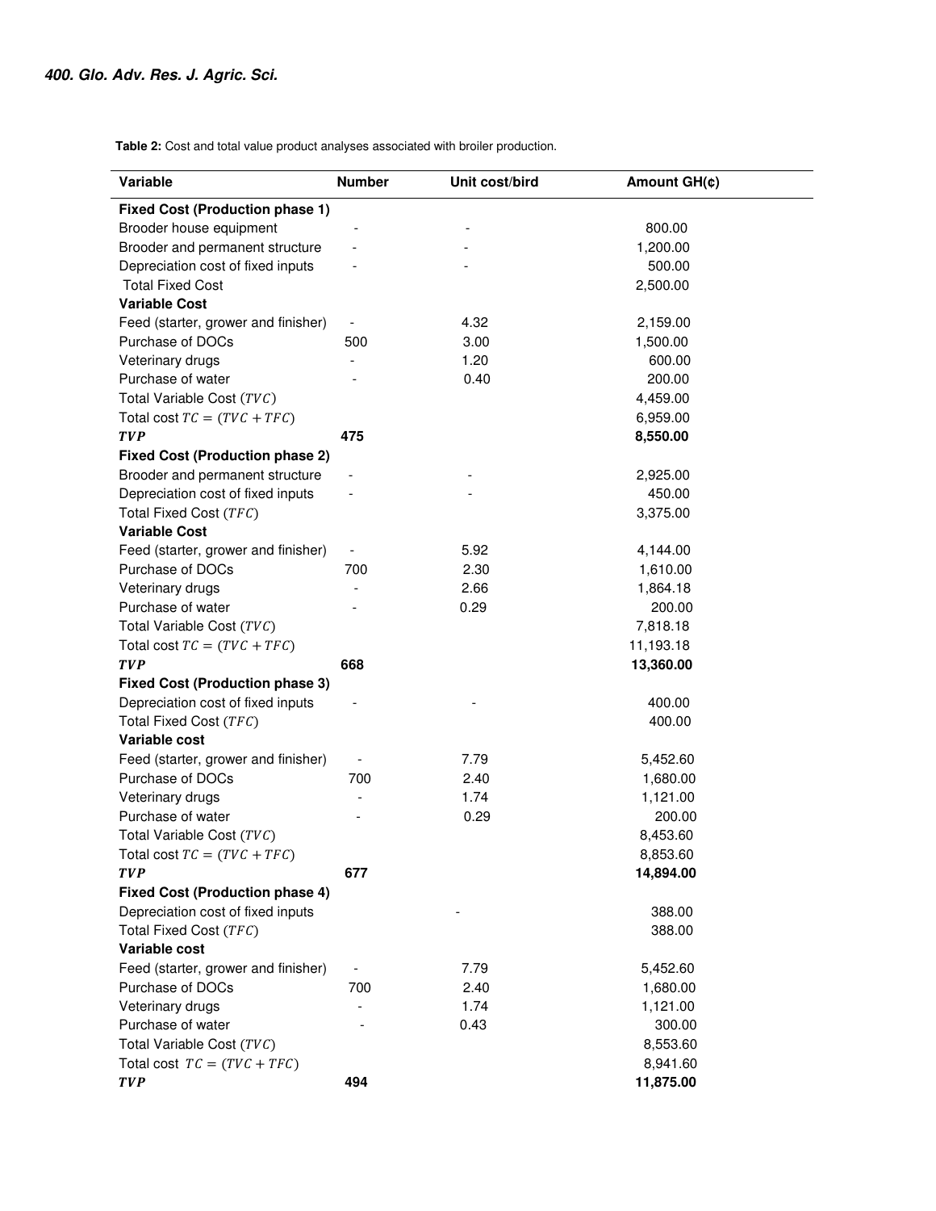**Table 2:** Cost and total value product analyses associated with broiler production.

| Variable | Number | Unit cost/bird | Amount GH(¢) |
|---|---|---|---|
| **Fixed Cost (Production phase 1)** | | | |
| Brooder house equipment | - | - | 800.00 |
| Brooder and permanent structure | - | - | 1,200.00 |
| Depreciation cost of fixed inputs | - | - | 500.00 |
| Total Fixed Cost | | | 2,500.00 |
| **Variable Cost** | | | |
| Feed (starter, grower and finisher) | - | 4.32 | 2,159.00 |
| Purchase of DOCs | 500 | 3.00 | 1,500.00 |
| Veterinary drugs | - | 1.20 | 600.00 |
| Purchase of water | - | 0.40 | 200.00 |
| Total Variable Cost ($TVC$) | | | 4,459.00 |
| Total cost $TC = (TVC + TFC)$ | | | 6,959.00 |
| $\boldsymbol{TVP}$ | **475** | | **8,550.00** |
| **Fixed Cost (Production phase 2)** | | | |
| Brooder and permanent structure | - | - | 2,925.00 |
| Depreciation cost of fixed inputs | - | - | 450.00 |
| Total Fixed Cost ($TFC$) | | | 3,375.00 |
| **Variable Cost** | | | |
| Feed (starter, grower and finisher) | - | 5.92 | 4,144.00 |
| Purchase of DOCs | 700 | 2.30 | 1,610.00 |
| Veterinary drugs | - | 2.66 | 1,864.18 |
| Purchase of water | - | 0.29 | 200.00 |
| Total Variable Cost ($TVC$) | | | 7,818.18 |
| Total cost $TC = (TVC + TFC)$ | | | 11,193.18 |
| $\boldsymbol{TVP}$ | **668** | | **13,360.00** |
| **Fixed Cost (Production phase 3)** | | | |
| Depreciation cost of fixed inputs | - | - | 400.00 |
| Total Fixed Cost ($TFC$) | | | 400.00 |
| **Variable cost** | | | |
| Feed (starter, grower and finisher) | - | 7.79 | 5,452.60 |
| Purchase of DOCs | 700 | 2.40 | 1,680.00 |
| Veterinary drugs | - | 1.74 | 1,121.00 |
| Purchase of water | - | 0.29 | 200.00 |
| Total Variable Cost ($TVC$) | | | 8,453.60 |
| Total cost $TC = (TVC + TFC)$ | | | 8,853.60 |
| $\boldsymbol{TVP}$ | **677** | | **14,894.00** |
| **Fixed Cost (Production phase 4)** | | | |
| Depreciation cost of fixed inputs | | - | 388.00 |
| Total Fixed Cost ($TFC$) | | | 388.00 |
| **Variable cost** | | | |
| Feed (starter, grower and finisher) | - | 7.79 | 5,452.60 |
| Purchase of DOCs | 700 | 2.40 | 1,680.00 |
| Veterinary drugs | - | 1.74 | 1,121.00 |
| Purchase of water | - | 0.43 | 300.00 |
| Total Variable Cost ($TVC$) | | | 8,553.60 |
| Total cost $TC = (TVC + TFC)$ | | | 8,941.60 |
| $\boldsymbol{TVP}$ | **494** | | **11,875.00** |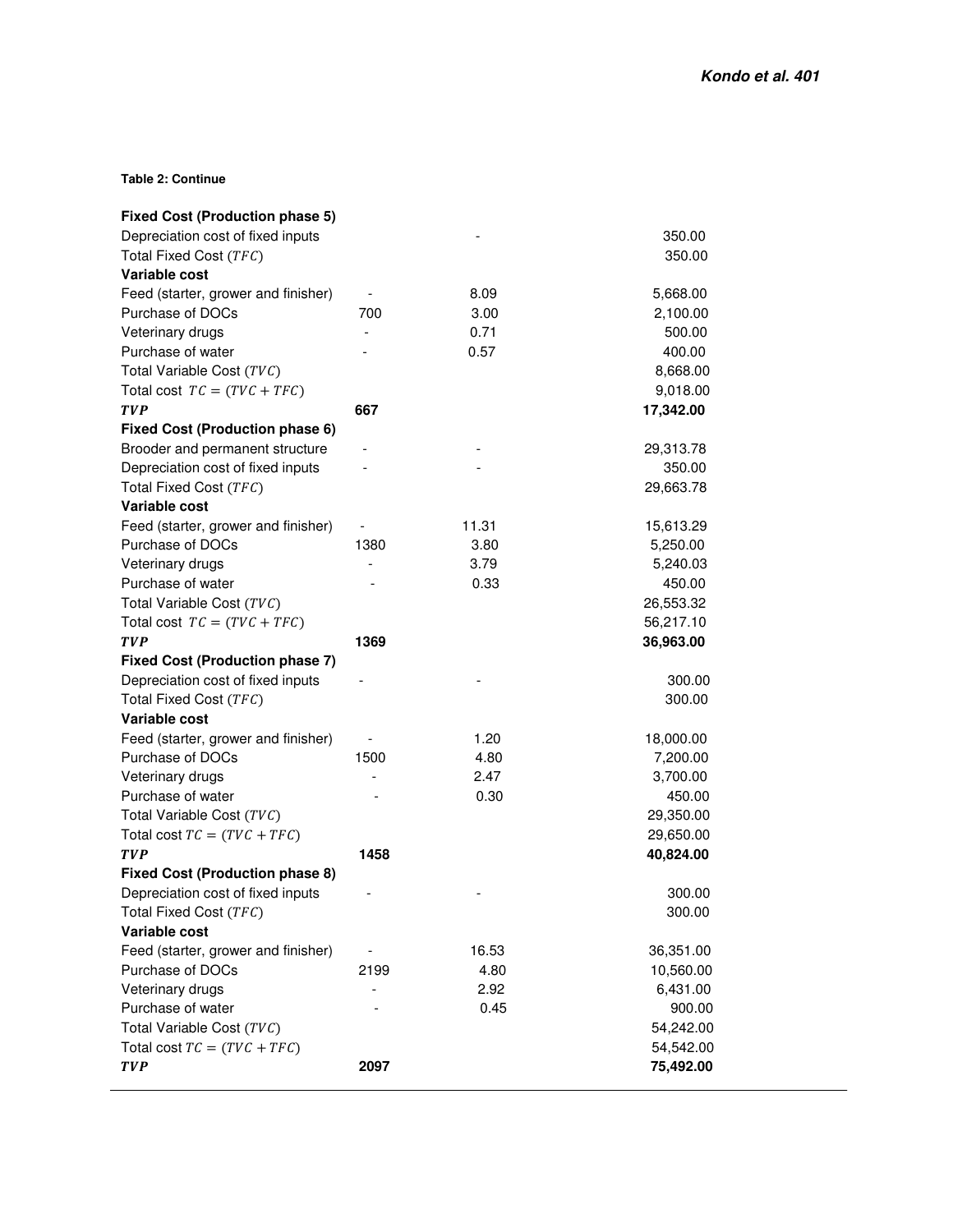**Table 2: Continue**

| | | | |
|---|---|---|---|
| **Fixed Cost (Production phase 5)** | | | |
| Depreciation cost of fixed inputs | | - | 350.00 |
| Total Fixed Cost ($TFC$) | | | 350.00 |
| **Variable cost** | | | |
| Feed (starter, grower and finisher) | - | 8.09 | 5,668.00 |
| Purchase of DOCs | 700 | 3.00 | 2,100.00 |
| Veterinary drugs | - | 0.71 | 500.00 |
| Purchase of water | - | 0.57 | 400.00 |
| Total Variable Cost ($TVC$) | | | 8,668.00 |
| Total cost $TC = (TVC + TFC)$ | | | 9,018.00 |
| $\boldsymbol{TVP}$ | **667** | | **17,342.00** |
| **Fixed Cost (Production phase 6)** | | | |
| Brooder and permanent structure | - | - | 29,313.78 |
| Depreciation cost of fixed inputs | - | - | 350.00 |
| Total Fixed Cost ($TFC$) | | | 29,663.78 |
| **Variable cost** | | | |
| Feed (starter, grower and finisher) | - | 11.31 | 15,613.29 |
| Purchase of DOCs | 1380 | 3.80 | 5,250.00 |
| Veterinary drugs | - | 3.79 | 5,240.03 |
| Purchase of water | - | 0.33 | 450.00 |
| Total Variable Cost ($TVC$) | | | 26,553.32 |
| Total cost $TC = (TVC + TFC)$ | | | 56,217.10 |
| $\boldsymbol{TVP}$ | **1369** | | **36,963.00** |
| **Fixed Cost (Production phase 7)** | | | |
| Depreciation cost of fixed inputs | - | - | 300.00 |
| Total Fixed Cost ($TFC$) | | | 300.00 |
| **Variable cost** | | | |
| Feed (starter, grower and finisher) | - | 1.20 | 18,000.00 |
| Purchase of DOCs | 1500 | 4.80 | 7,200.00 |
| Veterinary drugs | - | 2.47 | 3,700.00 |
| Purchase of water | - | 0.30 | 450.00 |
| Total Variable Cost ($TVC$) | | | 29,350.00 |
| Total cost $TC = (TVC + TFC)$ | | | 29,650.00 |
| $\boldsymbol{TVP}$ | **1458** | | **40,824.00** |
| **Fixed Cost (Production phase 8)** | | | |
| Depreciation cost of fixed inputs | - | - | 300.00 |
| Total Fixed Cost ($TFC$) | | | 300.00 |
| **Variable cost** | | | |
| Feed (starter, grower and finisher) | - | 16.53 | 36,351.00 |
| Purchase of DOCs | 2199 | 4.80 | 10,560.00 |
| Veterinary drugs | - | 2.92 | 6,431.00 |
| Purchase of water | - | 0.45 | 900.00 |
| Total Variable Cost ($TVC$) | | | 54,242.00 |
| Total cost $TC = (TVC + TFC)$ | | | 54,542.00 |
| $\boldsymbol{TVP}$ | **2097** | | **75,492.00** |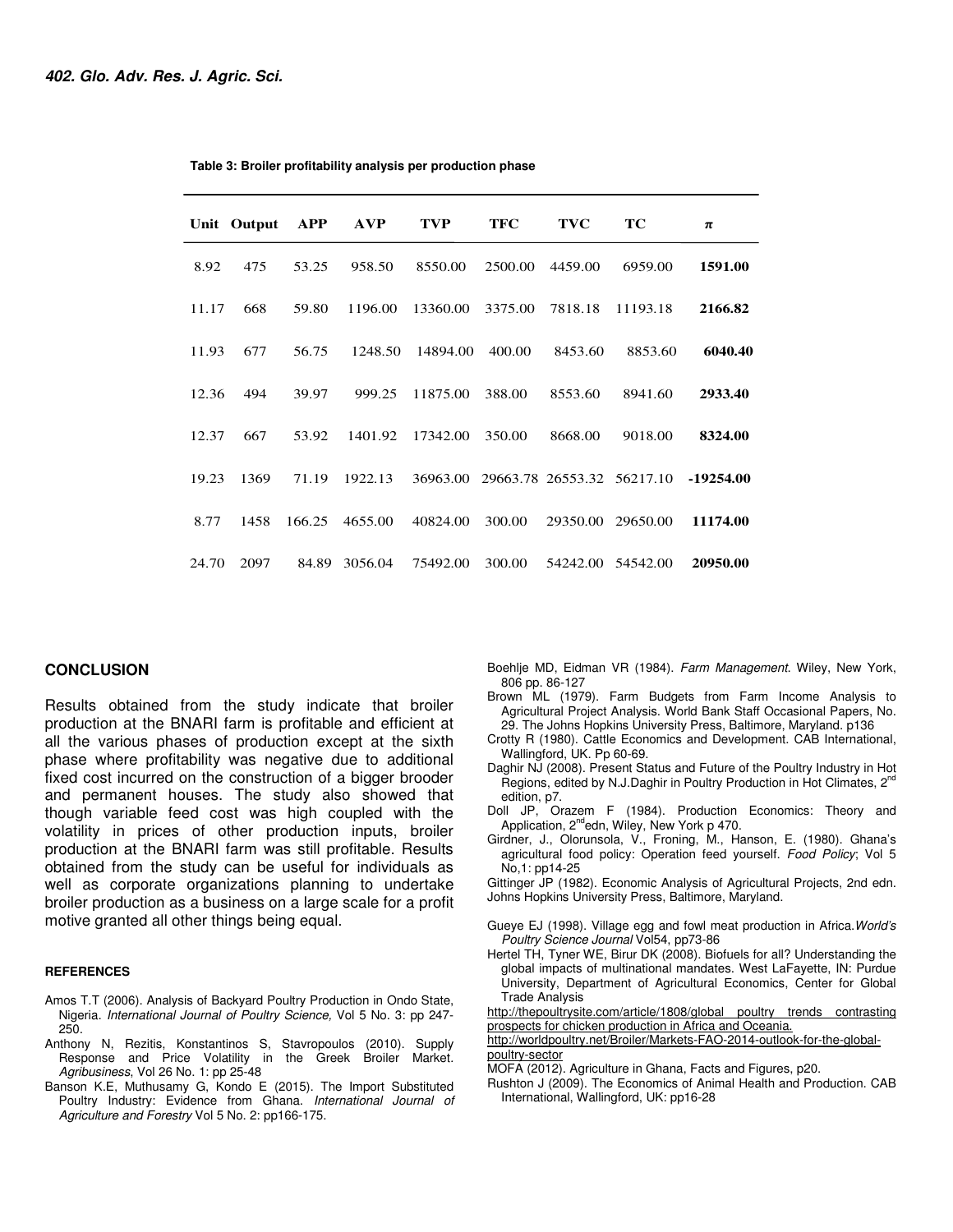**Table 3: Broiler profitability analysis per production phase**

| Unit | Output | APP | AVP | TVP | TFC | TVC | TC | π |
|---|---|---|---|---|---|---|---|---|
| 8.92 | 475 | 53.25 | 958.50 | 8550.00 | 2500.00 | 4459.00 | 6959.00 | **1591.00** |
| 11.17 | 668 | 59.80 | 1196.00 | 13360.00 | 3375.00 | 7818.18 | 11193.18 | **2166.82** |
| 11.93 | 677 | 56.75 | 1248.50 | 14894.00 | 400.00 | 8453.60 | 8853.60 | **6040.40** |
| 12.36 | 494 | 39.97 | 999.25 | 11875.00 | 388.00 | 8553.60 | 8941.60 | **2933.40** |
| 12.37 | 667 | 53.92 | 1401.92 | 17342.00 | 350.00 | 8668.00 | 9018.00 | **8324.00** |
| 19.23 | 1369 | 71.19 | 1922.13 | 36963.00 | 29663.78 | 26553.32 | 56217.10 | **-19254.00** |
| 8.77 | 1458 | 166.25 | 4655.00 | 40824.00 | 300.00 | 29350.00 | 29650.00 | **11174.00** |
| 24.70 | 2097 | 84.89 | 3056.04 | 75492.00 | 300.00 | 54242.00 | 54542.00 | **20950.00** |

## CONCLUSION

Results obtained from the study indicate that broiler production at the BNARI farm is profitable and efficient at all the various phases of production except at the sixth phase where profitability was negative due to additional fixed cost incurred on the construction of a bigger brooder and permanent houses. The study also showed that though variable feed cost was high coupled with the volatility in prices of other production inputs, broiler production at the BNARI farm was still profitable. Results obtained from the study can be useful for individuals as well as corporate organizations planning to undertake broiler production as a business on a large scale for a profit motive granted all other things being equal.

### REFERENCES

Amos T.T (2006). Analysis of Backyard Poultry Production in Ondo State, Nigeria. *International Journal of Poultry Science,* Vol 5 No. 3: pp 247-250.

Anthony N, Rezitis, Konstantinos S, Stavropoulos (2010). Supply Response and Price Volatility in the Greek Broiler Market. *Agribusiness*, Vol 26 No. 1: pp 25-48

Banson K.E, Muthusamy G, Kondo E (2015). The Import Substituted Poultry Industry: Evidence from Ghana. *International Journal of Agriculture and Forestry* Vol 5 No. 2: pp166-175.

Boehlje MD, Eidman VR (1984). *Farm Management*. Wiley, New York, 806 pp. 86-127

Brown ML (1979). Farm Budgets from Farm Income Analysis to Agricultural Project Analysis. World Bank Staff Occasional Papers, No. 29. The Johns Hopkins University Press, Baltimore, Maryland. p136

Crotty R (1980). Cattle Economics and Development. CAB International, Wallingford, UK. Pp 60-69.

Daghir NJ (2008). Present Status and Future of the Poultry Industry in Hot Regions, edited by N.J.Daghir in Poultry Production in Hot Climates, 2nd edition, p7.

Doll JP, Orazem F (1984). Production Economics: Theory and Application, 2nd edn, Wiley, New York p 470.

Girdner, J., Olorunsola, V., Froning, M., Hanson, E. (1980). Ghana's agricultural food policy: Operation feed yourself. *Food Policy*; Vol 5 No,1: pp14-25

Gittinger JP (1982). Economic Analysis of Agricultural Projects, 2nd edn. Johns Hopkins University Press, Baltimore, Maryland.

Gueye EJ (1998). Village egg and fowl meat production in Africa.*World's Poultry Science Journal* Vol54, pp73-86

Hertel TH, Tyner WE, Birur DK (2008). Biofuels for all? Understanding the global impacts of multinational mandates. West LaFayette, IN: Purdue University, Department of Agricultural Economics, Center for Global Trade Analysis

http://thepoultrysite.com/article/1808/global poultry trends contrasting prospects for chicken production in Africa and Oceania.

http://worldpoultry.net/Broiler/Markets-FAO-2014-outlook-for-the-global-poultry-sector

MOFA (2012). Agriculture in Ghana, Facts and Figures, p20.

Rushton J (2009). The Economics of Animal Health and Production. CAB International, Wallingford, UK: pp16-28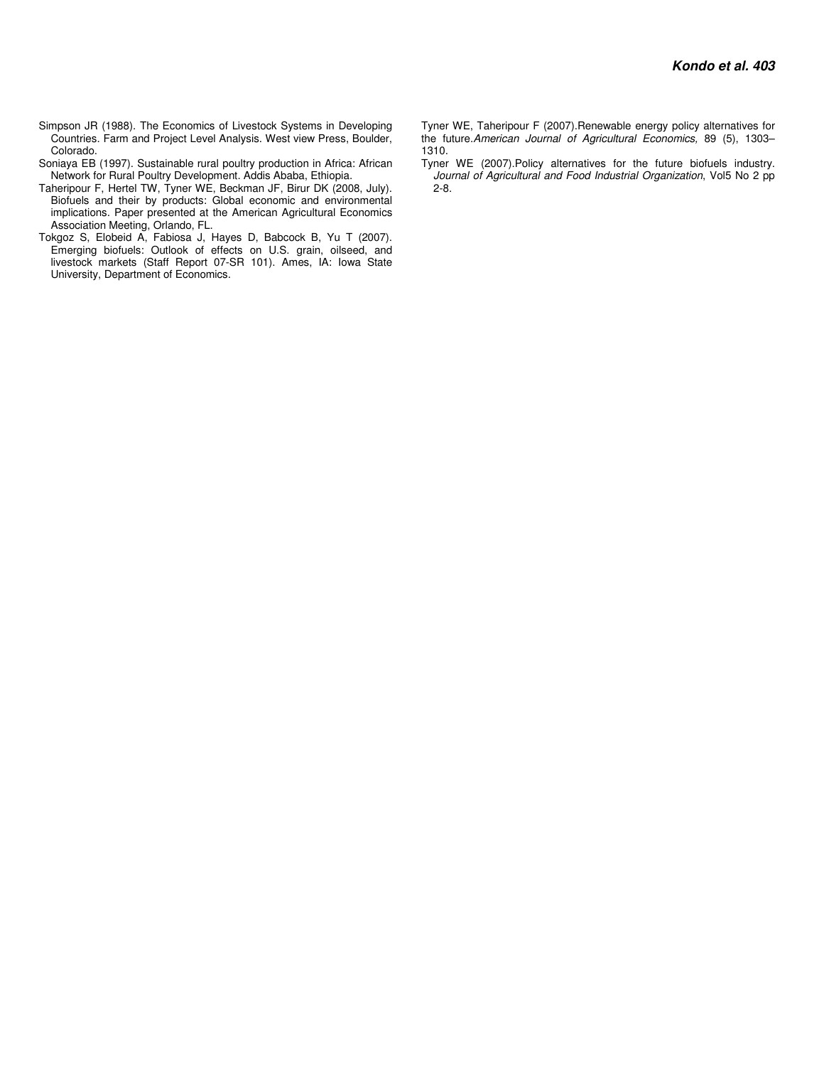Simpson JR (1988). The Economics of Livestock Systems in Developing Countries. Farm and Project Level Analysis. West view Press, Boulder, Colorado.

Soniaya EB (1997). Sustainable rural poultry production in Africa: African Network for Rural Poultry Development. Addis Ababa, Ethiopia.

Taheripour F, Hertel TW, Tyner WE, Beckman JF, Birur DK (2008, July). Biofuels and their by products: Global economic and environmental implications. Paper presented at the American Agricultural Economics Association Meeting, Orlando, FL.

Tokgoz S, Elobeid A, Fabiosa J, Hayes D, Babcock B, Yu T (2007). Emerging biofuels: Outlook of effects on U.S. grain, oilseed, and livestock markets (Staff Report 07-SR 101). Ames, IA: Iowa State University, Department of Economics.

Tyner WE, Taheripour F (2007).Renewable energy policy alternatives for the future.*American Journal of Agricultural Economics,* 89 (5), 1303–1310.

Tyner WE (2007).Policy alternatives for the future biofuels industry. *Journal of Agricultural and Food Industrial Organization*, Vol5 No 2 pp 2-8.